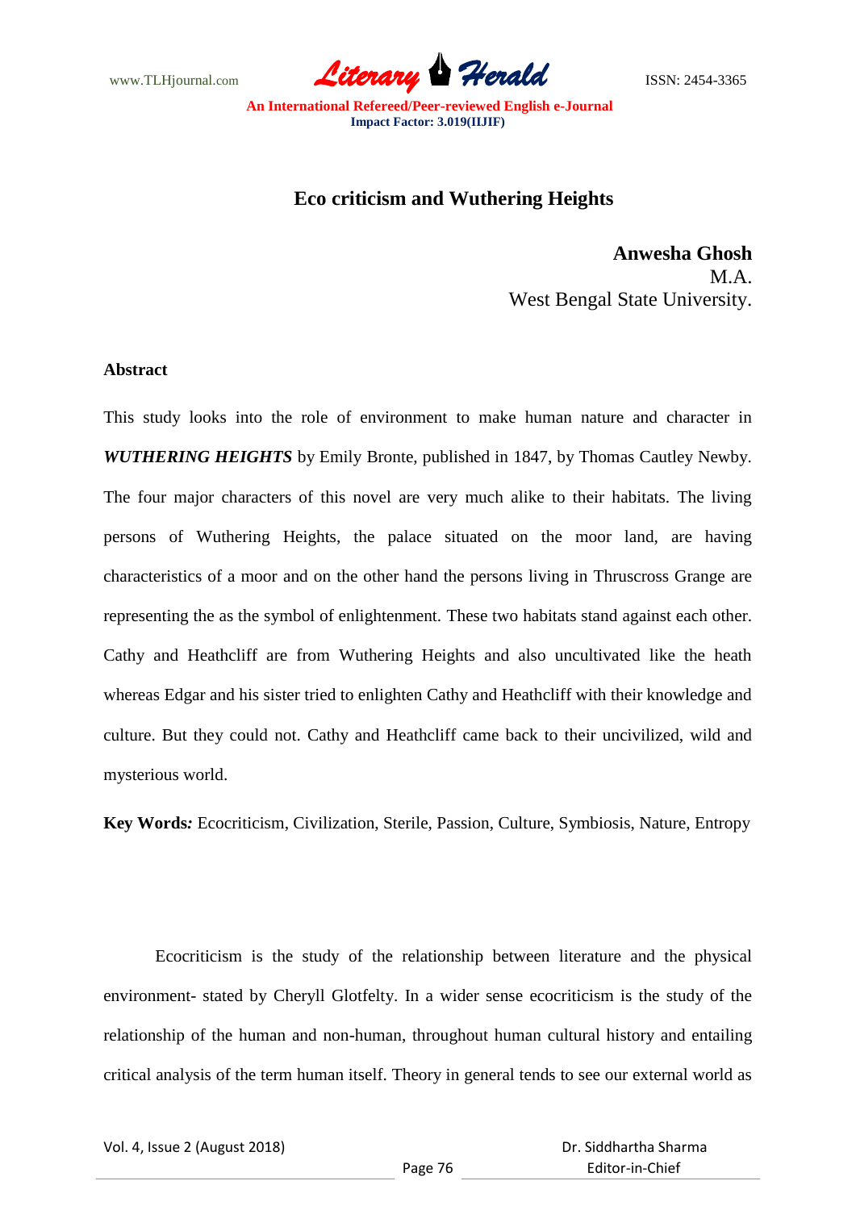# Eco criticism and Wuthering Heights

**Anwesha Ghosh**
M.A.
West Bengal State University.

**Abstract**

This study looks into the role of environment to make human nature and character in ***WUTHERING HEIGHTS*** by Emily Bronte, published in 1847, by Thomas Cautley Newby. The four major characters of this novel are very much alike to their habitats. The living persons of Wuthering Heights, the palace situated on the moor land, are having characteristics of a moor and on the other hand the persons living in Thruscross Grange are representing the as the symbol of enlightenment. These two habitats stand against each other. Cathy and Heathcliff are from Wuthering Heights and also uncultivated like the heath whereas Edgar and his sister tried to enlighten Cathy and Heathcliff with their knowledge and culture. But they could not. Cathy and Heathcliff came back to their uncivilized, wild and mysterious world.

**Key Words*:*** Ecocriticism, Civilization, Sterile, Passion, Culture, Symbiosis, Nature, Entropy

Ecocriticism is the study of the relationship between literature and the physical environment- stated by Cheryll Glotfelty. In a wider sense ecocriticism is the study of the relationship of the human and non-human, throughout human cultural history and entailing critical analysis of the term human itself. Theory in general tends to see our external world as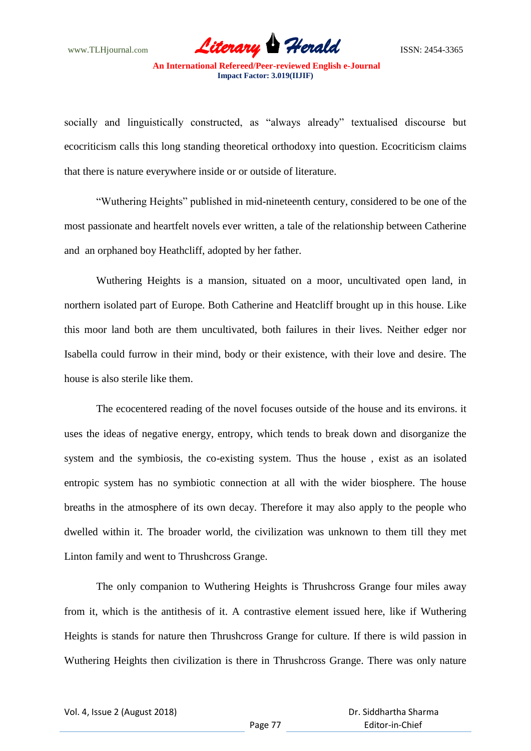socially and linguistically constructed, as "always already" textualised discourse but ecocriticism calls this long standing theoretical orthodoxy into question. Ecocriticism claims that there is nature everywhere inside or or outside of literature.

"Wuthering Heights" published in mid-nineteenth century, considered to be one of the most passionate and heartfelt novels ever written, a tale of the relationship between Catherine and an orphaned boy Heathcliff, adopted by her father.

Wuthering Heights is a mansion, situated on a moor, uncultivated open land, in northern isolated part of Europe. Both Catherine and Heatcliff brought up in this house. Like this moor land both are them uncultivated, both failures in their lives. Neither edger nor Isabella could furrow in their mind, body or their existence, with their love and desire. The house is also sterile like them.

The ecocentered reading of the novel focuses outside of the house and its environs. it uses the ideas of negative energy, entropy, which tends to break down and disorganize the system and the symbiosis, the co-existing system. Thus the house , exist as an isolated entropic system has no symbiotic connection at all with the wider biosphere. The house breaths in the atmosphere of its own decay. Therefore it may also apply to the people who dwelled within it. The broader world, the civilization was unknown to them till they met Linton family and went to Thrushcross Grange.

The only companion to Wuthering Heights is Thrushcross Grange four miles away from it, which is the antithesis of it. A contrastive element issued here, like if Wuthering Heights is stands for nature then Thrushcross Grange for culture. If there is wild passion in Wuthering Heights then civilization is there in Thrushcross Grange. There was only nature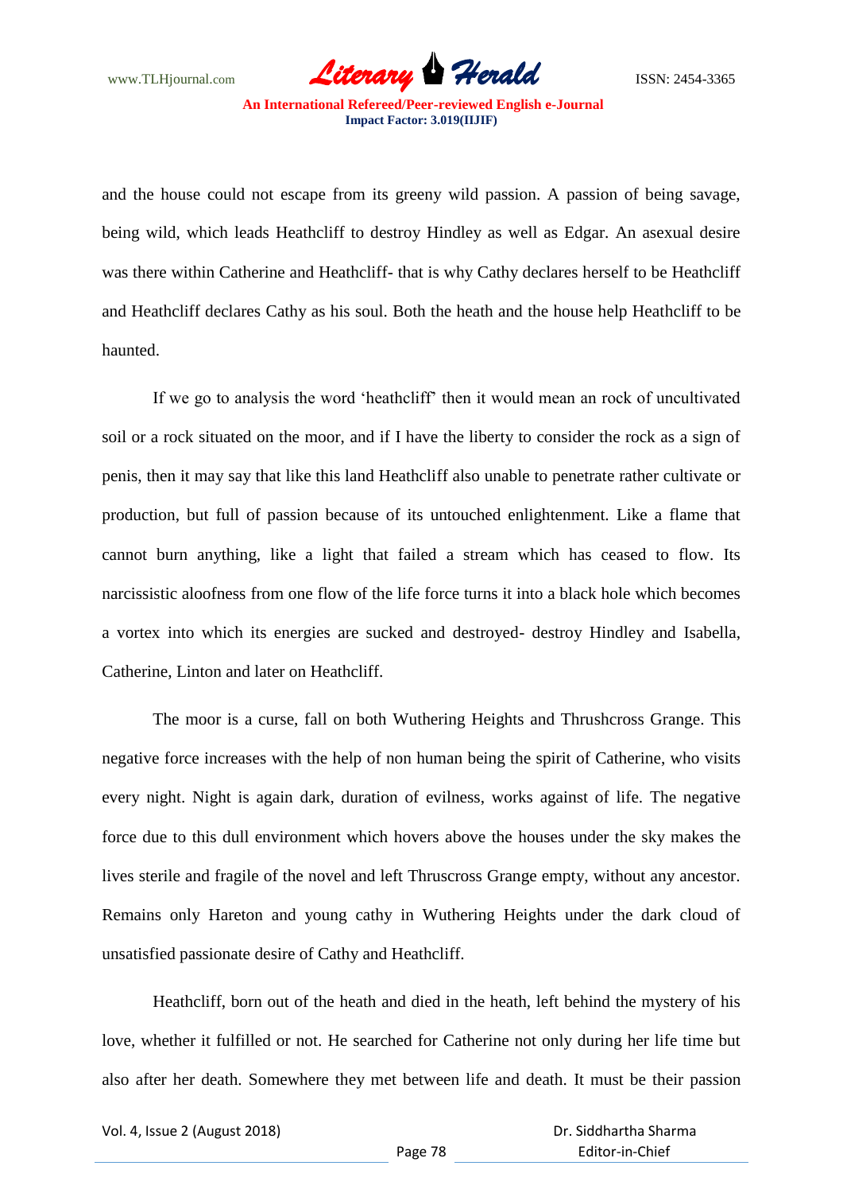and the house could not escape from its greeny wild passion. A passion of being savage, being wild, which leads Heathcliff to destroy Hindley as well as Edgar. An asexual desire was there within Catherine and Heathcliff- that is why Cathy declares herself to be Heathcliff and Heathcliff declares Cathy as his soul. Both the heath and the house help Heathcliff to be haunted.

If we go to analysis the word 'heathcliff' then it would mean an rock of uncultivated soil or a rock situated on the moor, and if I have the liberty to consider the rock as a sign of penis, then it may say that like this land Heathcliff also unable to penetrate rather cultivate or production, but full of passion because of its untouched enlightenment. Like a flame that cannot burn anything, like a light that failed a stream which has ceased to flow. Its narcissistic aloofness from one flow of the life force turns it into a black hole which becomes a vortex into which its energies are sucked and destroyed- destroy Hindley and Isabella, Catherine, Linton and later on Heathcliff.

The moor is a curse, fall on both Wuthering Heights and Thrushcross Grange. This negative force increases with the help of non human being the spirit of Catherine, who visits every night. Night is again dark, duration of evilness, works against of life. The negative force due to this dull environment which hovers above the houses under the sky makes the lives sterile and fragile of the novel and left Thruscross Grange empty, without any ancestor. Remains only Hareton and young cathy in Wuthering Heights under the dark cloud of unsatisfied passionate desire of Cathy and Heathcliff.

Heathcliff, born out of the heath and died in the heath, left behind the mystery of his love, whether it fulfilled or not. He searched for Catherine not only during her life time but also after her death. Somewhere they met between life and death. It must be their passion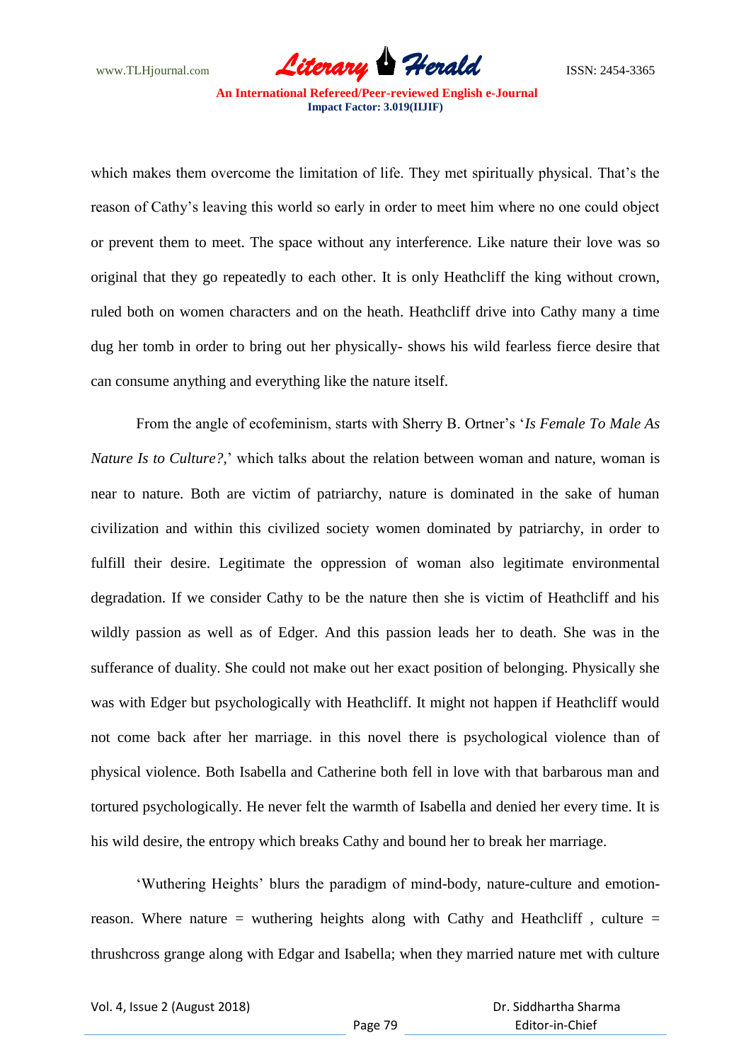which makes them overcome the limitation of life. They met spiritually physical. That's the reason of Cathy's leaving this world so early in order to meet him where no one could object or prevent them to meet. The space without any interference. Like nature their love was so original that they go repeatedly to each other. It is only Heathcliff the king without crown, ruled both on women characters and on the heath. Heathcliff drive into Cathy many a time dug her tomb in order to bring out her physically- shows his wild fearless fierce desire that can consume anything and everything like the nature itself.

From the angle of ecofeminism, starts with Sherry B. Ortner's '*Is Female To Male As Nature Is to Culture?,*' which talks about the relation between woman and nature, woman is near to nature. Both are victim of patriarchy, nature is dominated in the sake of human civilization and within this civilized society women dominated by patriarchy, in order to fulfill their desire. Legitimate the oppression of woman also legitimate environmental degradation. If we consider Cathy to be the nature then she is victim of Heathcliff and his wildly passion as well as of Edger. And this passion leads her to death. She was in the sufferance of duality. She could not make out her exact position of belonging. Physically she was with Edger but psychologically with Heathcliff. It might not happen if Heathcliff would not come back after her marriage. in this novel there is psychological violence than of physical violence. Both Isabella and Catherine both fell in love with that barbarous man and tortured psychologically. He never felt the warmth of Isabella and denied her every time. It is his wild desire, the entropy which breaks Cathy and bound her to break her marriage.

'Wuthering Heights' blurs the paradigm of mind-body, nature-culture and emotion-reason. Where nature = wuthering heights along with Cathy and Heathcliff , culture = thrushcross grange along with Edgar and Isabella; when they married nature met with culture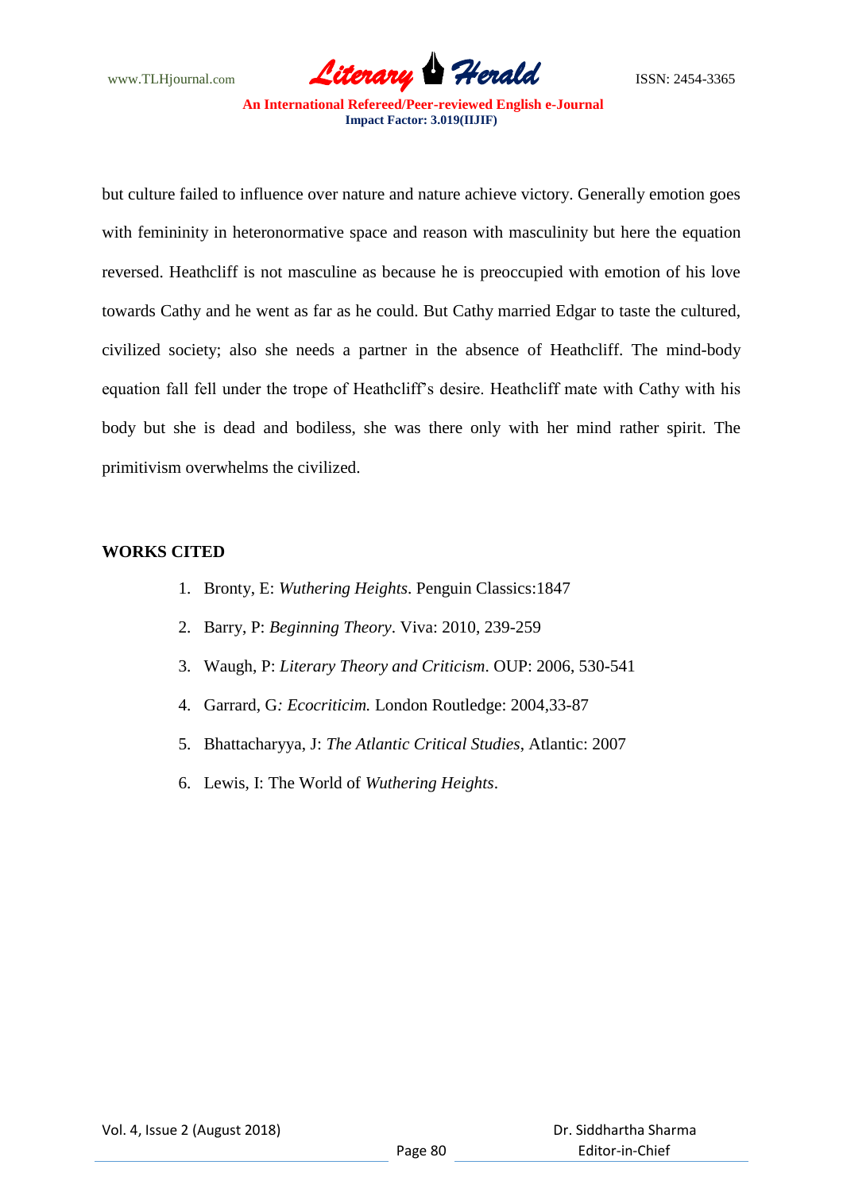but culture failed to influence over nature and nature achieve victory. Generally emotion goes with femininity in heteronormative space and reason with masculinity but here the equation reversed. Heathcliff is not masculine as because he is preoccupied with emotion of his love towards Cathy and he went as far as he could. But Cathy married Edgar to taste the cultured, civilized society; also she needs a partner in the absence of Heathcliff. The mind-body equation fall fell under the trope of Heathcliff's desire. Heathcliff mate with Cathy with his body but she is dead and bodiless, she was there only with her mind rather spirit. The primitivism overwhelms the civilized.

## WORKS CITED

1. Bronty, E: *Wuthering Heights*. Penguin Classics:1847
2. Barry, P: *Beginning Theory*. Viva: 2010, 239-259
3. Waugh, P: *Literary Theory and Criticism*. OUP: 2006, 530-541
4. Garrard, G*: Ecocriticim.* London Routledge: 2004,33-87
5. Bhattacharyya, J: *The Atlantic Critical Studies*, Atlantic: 2007
6. Lewis, I: The World of *Wuthering Heights*.